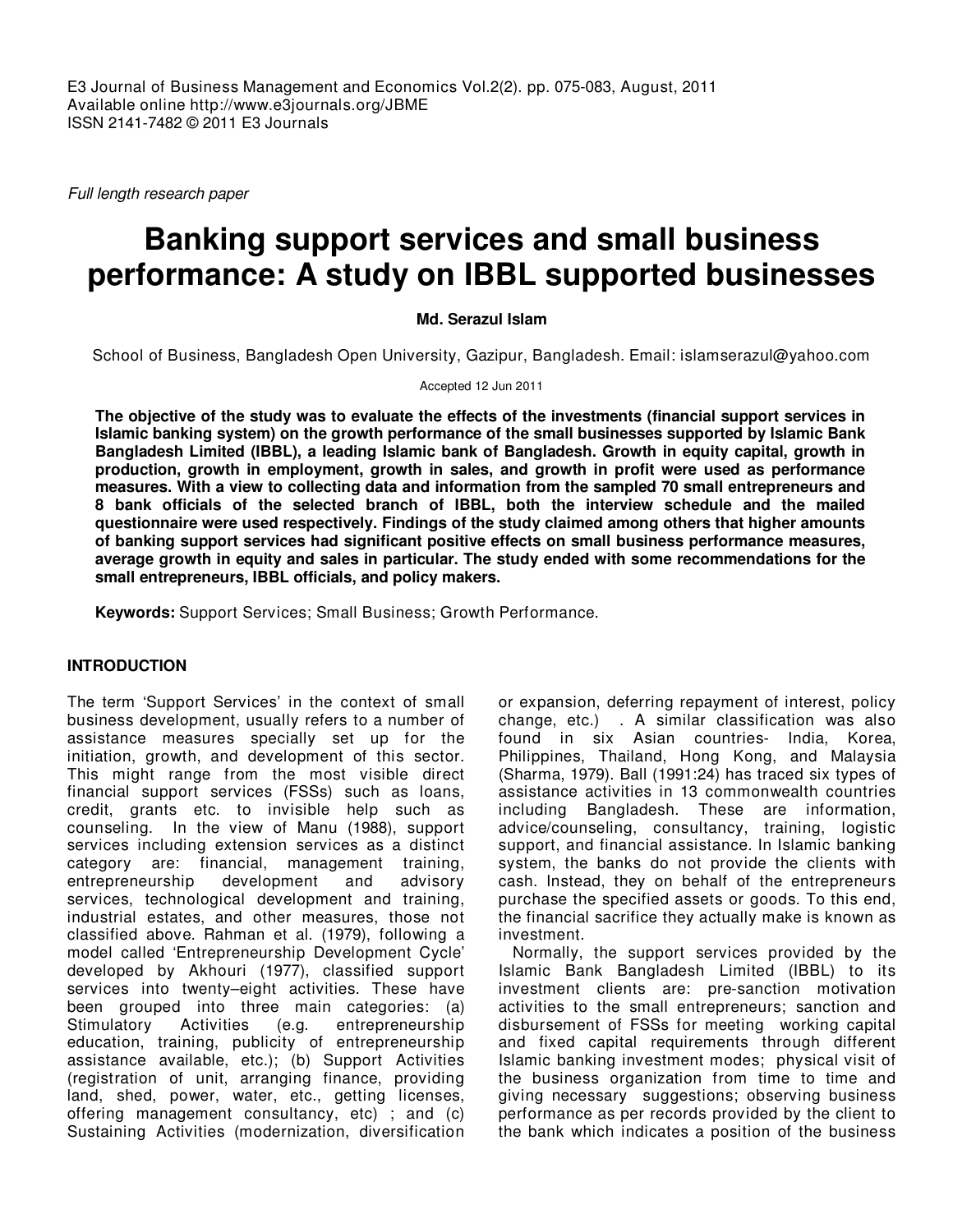Full length research paper

# Banking support services and small business performance: A study on IBBL supported businesses

**Md. Serazul Islam**

School of Business, Bangladesh Open University, Gazipur, Bangladesh. Email: islamserazul@yahoo.com

Accepted 12 Jun 2011

**The objective of the study was to evaluate the effects of the investments (financial support services in Islamic banking system) on the growth performance of the small businesses supported by Islamic Bank Bangladesh Limited (IBBL), a leading Islamic bank of Bangladesh. Growth in equity capital, growth in production, growth in employment, growth in sales, and growth in profit were used as performance measures. With a view to collecting data and information from the sampled 70 small entrepreneurs and 8 bank officials of the selected branch of IBBL, both the interview schedule and the mailed questionnaire were used respectively. Findings of the study claimed among others that higher amounts of banking support services had significant positive effects on small business performance measures, average growth in equity and sales in particular. The study ended with some recommendations for the small entrepreneurs, IBBL officials, and policy makers.**

**Keywords:** Support Services; Small Business; Growth Performance.

## INTRODUCTION

The term 'Support Services' in the context of small business development, usually refers to a number of assistance measures specially set up for the initiation, growth, and development of this sector. This might range from the most visible direct financial support services (FSSs) such as loans, credit, grants etc. to invisible help such as counseling. In the view of Manu (1988), support services including extension services as a distinct category are: financial, management training, entrepreneurship development and advisory services, technological development and training, industrial estates, and other measures, those not classified above. Rahman et al. (1979), following a model called 'Entrepreneurship Development Cycle' developed by Akhouri (1977), classified support services into twenty–eight activities. These have been grouped into three main categories: (a) Stimulatory Activities (e.g. entrepreneurship education, training, publicity of entrepreneurship assistance available, etc.); (b) Support Activities (registration of unit, arranging finance, providing land, shed, power, water, etc., getting licenses, offering management consultancy, etc) ; and (c) Sustaining Activities (modernization, diversification or expansion, deferring repayment of interest, policy change, etc.) . A similar classification was also found in six Asian countries- India, Korea, Philippines, Thailand, Hong Kong, and Malaysia (Sharma, 1979). Ball (1991:24) has traced six types of assistance activities in 13 commonwealth countries including Bangladesh. These are information, advice/counseling, consultancy, training, logistic support, and financial assistance. In Islamic banking system, the banks do not provide the clients with cash. Instead, they on behalf of the entrepreneurs purchase the specified assets or goods. To this end, the financial sacrifice they actually make is known as investment.

Normally, the support services provided by the Islamic Bank Bangladesh Limited (IBBL) to its investment clients are: pre-sanction motivation activities to the small entrepreneurs; sanction and disbursement of FSSs for meeting working capital and fixed capital requirements through different Islamic banking investment modes; physical visit of the business organization from time to time and giving necessary suggestions; observing business performance as per records provided by the client to the bank which indicates a position of the business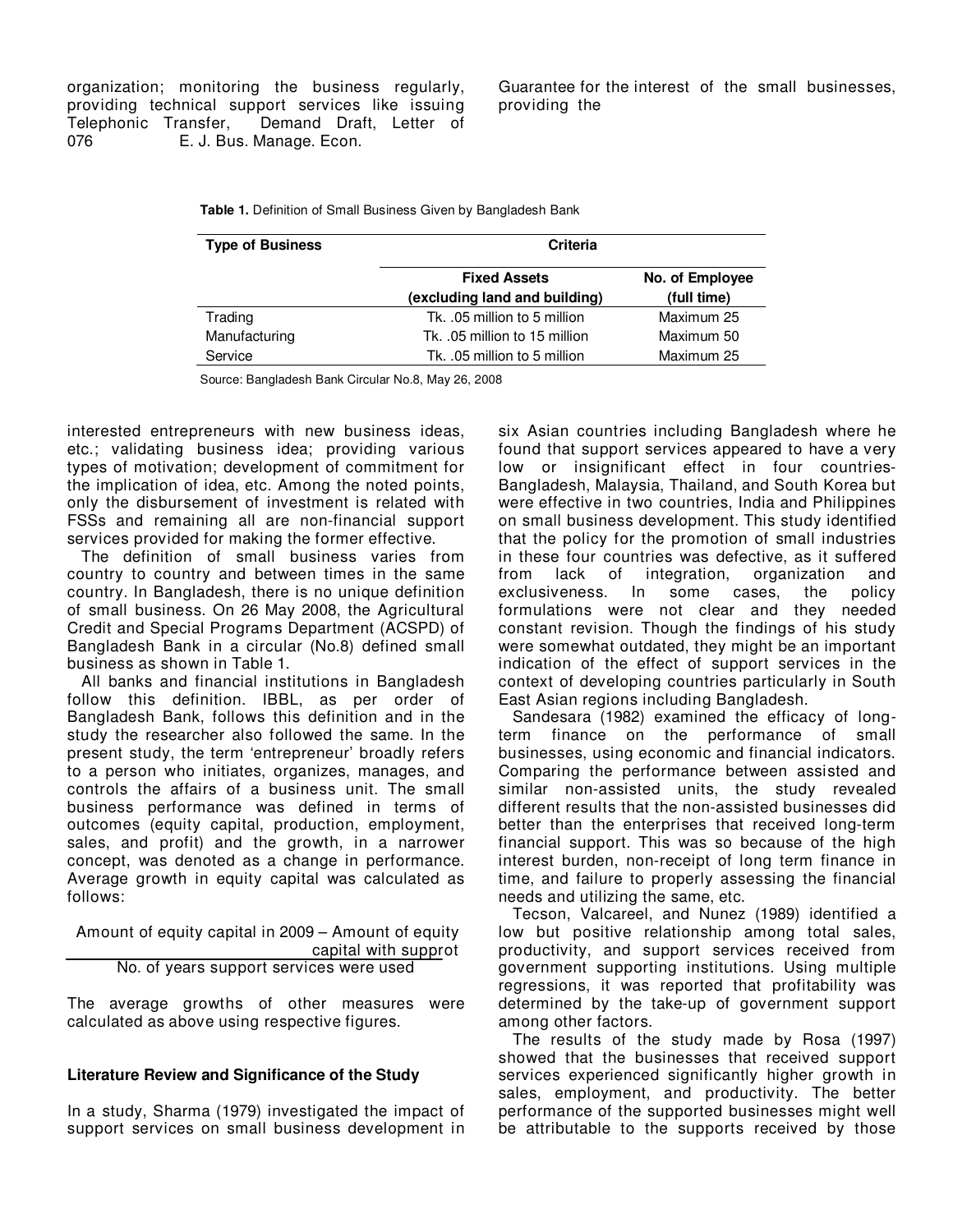organization; monitoring the business regularly, providing technical support services like issuing Telephonic Transfer, Demand Draft, Letter of Guarantee for the interest of the small businesses, providing the

**Table 1.** Definition of Small Business Given by Bangladesh Bank

| Type of Business | Criteria | |
|---|---|---|
| | **Fixed Assets (excluding land and building)** | **No. of Employee (full time)** |
| Trading | Tk. .05 million to 5 million | Maximum 25 |
| Manufacturing | Tk. .05 million to 15 million | Maximum 50 |
| Service | Tk. .05 million to 5 million | Maximum 25 |

Source: Bangladesh Bank Circular No.8, May 26, 2008

interested entrepreneurs with new business ideas, etc.; validating business idea; providing various types of motivation; development of commitment for the implication of idea, etc. Among the noted points, only the disbursement of investment is related with FSSs and remaining all are non-financial support services provided for making the former effective.

The definition of small business varies from country to country and between times in the same country. In Bangladesh, there is no unique definition of small business. On 26 May 2008, the Agricultural Credit and Special Programs Department (ACSPD) of Bangladesh Bank in a circular (No.8) defined small business as shown in Table 1.

All banks and financial institutions in Bangladesh follow this definition. IBBL, as per order of Bangladesh Bank, follows this definition and in the study the researcher also followed the same. In the present study, the term 'entrepreneur' broadly refers to a person who initiates, organizes, manages, and controls the affairs of a business unit. The small business performance was defined in terms of outcomes (equity capital, production, employment, sales, and profit) and the growth, in a narrower concept, was denoted as a change in performance. Average growth in equity capital was calculated as follows:

$$\frac{\text{Amount of equity capital in 2009} - \text{Amount of equity capital with supprot}}{\text{No. of years support services were used}}$$

The average growths of other measures were calculated as above using respective figures.

## Literature Review and Significance of the Study

In a study, Sharma (1979) investigated the impact of support services on small business development in six Asian countries including Bangladesh where he found that support services appeared to have a very low or insignificant effect in four countries- Bangladesh, Malaysia, Thailand, and South Korea but were effective in two countries, India and Philippines on small business development. This study identified that the policy for the promotion of small industries in these four countries was defective, as it suffered from lack of integration, organization and exclusiveness. In some cases, the policy formulations were not clear and they needed constant revision. Though the findings of his study were somewhat outdated, they might be an important indication of the effect of support services in the context of developing countries particularly in South East Asian regions including Bangladesh.

Sandesara (1982) examined the efficacy of long-term finance on the performance of small businesses, using economic and financial indicators. Comparing the performance between assisted and similar non-assisted units, the study revealed different results that the non-assisted businesses did better than the enterprises that received long-term financial support. This was so because of the high interest burden, non-receipt of long term finance in time, and failure to properly assessing the financial needs and utilizing the same, etc.

Tecson, Valcareel, and Nunez (1989) identified a low but positive relationship among total sales, productivity, and support services received from government supporting institutions. Using multiple regressions, it was reported that profitability was determined by the take-up of government support among other factors.

The results of the study made by Rosa (1997) showed that the businesses that received support services experienced significantly higher growth in sales, employment, and productivity. The better performance of the supported businesses might well be attributable to the supports received by those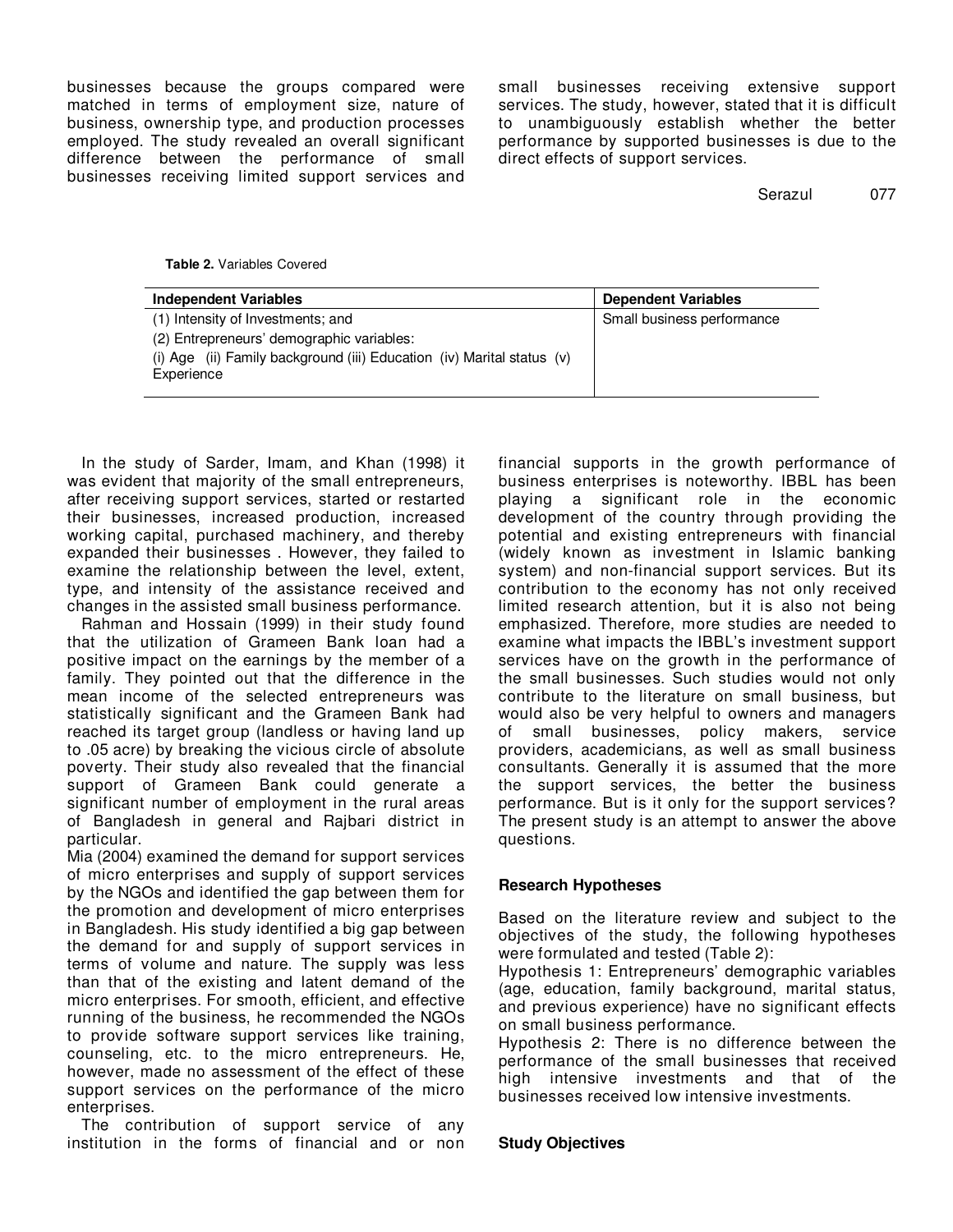businesses because the groups compared were matched in terms of employment size, nature of business, ownership type, and production processes employed. The study revealed an overall significant difference between the performance of small businesses receiving limited support services and small businesses receiving extensive support services. The study, however, stated that it is difficult to unambiguously establish whether the better performance by supported businesses is due to the direct effects of support services.

**Table 2.** Variables Covered

| Independent Variables | Dependent Variables |
|---|---|
| (1) Intensity of Investments; and<br>(2) Entrepreneurs' demographic variables:<br>(i) Age (ii) Family background (iii) Education (iv) Marital status (v) Experience | Small business performance |

In the study of Sarder, Imam, and Khan (1998) it was evident that majority of the small entrepreneurs, after receiving support services, started or restarted their businesses, increased production, increased working capital, purchased machinery, and thereby expanded their businesses . However, they failed to examine the relationship between the level, extent, type, and intensity of the assistance received and changes in the assisted small business performance.

Rahman and Hossain (1999) in their study found that the utilization of Grameen Bank loan had a positive impact on the earnings by the member of a family. They pointed out that the difference in the mean income of the selected entrepreneurs was statistically significant and the Grameen Bank had reached its target group (landless or having land up to .05 acre) by breaking the vicious circle of absolute poverty. Their study also revealed that the financial support of Grameen Bank could generate a significant number of employment in the rural areas of Bangladesh in general and Rajbari district in particular.

Mia (2004) examined the demand for support services of micro enterprises and supply of support services by the NGOs and identified the gap between them for the promotion and development of micro enterprises in Bangladesh. His study identified a big gap between the demand for and supply of support services in terms of volume and nature. The supply was less than that of the existing and latent demand of the micro enterprises. For smooth, efficient, and effective running of the business, he recommended the NGOs to provide software support services like training, counseling, etc. to the micro entrepreneurs. He, however, made no assessment of the effect of these support services on the performance of the micro enterprises.

The contribution of support service of any institution in the forms of financial and or non financial supports in the growth performance of business enterprises is noteworthy. IBBL has been playing a significant role in the economic development of the country through providing the potential and existing entrepreneurs with financial (widely known as investment in Islamic banking system) and non-financial support services. But its contribution to the economy has not only received limited research attention, but it is also not being emphasized. Therefore, more studies are needed to examine what impacts the IBBL's investment support services have on the growth in the performance of the small businesses. Such studies would not only contribute to the literature on small business, but would also be very helpful to owners and managers of small businesses, policy makers, service providers, academicians, as well as small business consultants. Generally it is assumed that the more the support services, the better the business performance. But is it only for the support services? The present study is an attempt to answer the above questions.

## Research Hypotheses

Based on the literature review and subject to the objectives of the study, the following hypotheses were formulated and tested (Table 2):

Hypothesis 1: Entrepreneurs' demographic variables (age, education, family background, marital status, and previous experience) have no significant effects on small business performance.

Hypothesis 2: There is no difference between the performance of the small businesses that received high intensive investments and that of the businesses received low intensive investments.

## Study Objectives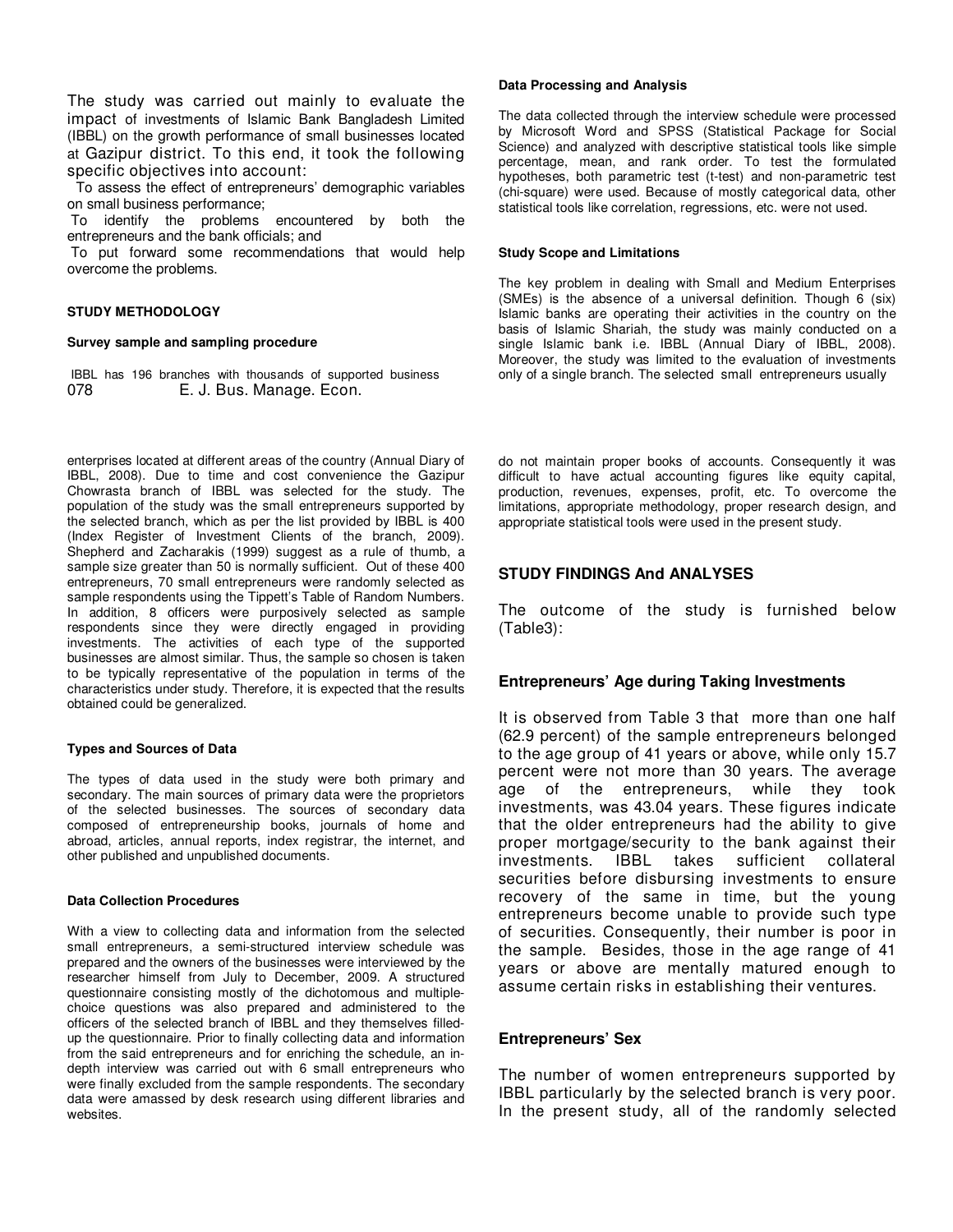The study was carried out mainly to evaluate the impact of investments of Islamic Bank Bangladesh Limited (IBBL) on the growth performance of small businesses located at Gazipur district. To this end, it took the following specific objectives into account:

To assess the effect of entrepreneurs' demographic variables on small business performance;

To identify the problems encountered by both the entrepreneurs and the bank officials; and

To put forward some recommendations that would help overcome the problems.

## STUDY METHODOLOGY

### Survey sample and sampling procedure

IBBL has 196 branches with thousands of supported business enterprises located at different areas of the country (Annual Diary of IBBL, 2008). Due to time and cost convenience the Gazipur Chowrasta branch of IBBL was selected for the study. The population of the study was the small entrepreneurs supported by the selected branch, which as per the list provided by IBBL is 400 (Index Register of Investment Clients of the branch, 2009). Shepherd and Zacharakis (1999) suggest as a rule of thumb, a sample size greater than 50 is normally sufficient. Out of these 400 entrepreneurs, 70 small entrepreneurs were randomly selected as sample respondents using the Tippett's Table of Random Numbers. In addition, 8 officers were purposively selected as sample respondents since they were directly engaged in providing investments. The activities of each type of the supported businesses are almost similar. Thus, the sample so chosen is taken to be typically representative of the population in terms of the characteristics under study. Therefore, it is expected that the results obtained could be generalized.

### Types and Sources of Data

The types of data used in the study were both primary and secondary. The main sources of primary data were the proprietors of the selected businesses. The sources of secondary data composed of entrepreneurship books, journals of home and abroad, articles, annual reports, index registrar, the internet, and other published and unpublished documents.

### Data Collection Procedures

With a view to collecting data and information from the selected small entrepreneurs, a semi-structured interview schedule was prepared and the owners of the businesses were interviewed by the researcher himself from July to December, 2009. A structured questionnaire consisting mostly of the dichotomous and multiple-choice questions was also prepared and administered to the officers of the selected branch of IBBL and they themselves filled-up the questionnaire. Prior to finally collecting data and information from the said entrepreneurs and for enriching the schedule, an in-depth interview was carried out with 6 small entrepreneurs who were finally excluded from the sample respondents. The secondary data were amassed by desk research using different libraries and websites.

### Data Processing and Analysis

The data collected through the interview schedule were processed by Microsoft Word and SPSS (Statistical Package for Social Science) and analyzed with descriptive statistical tools like simple percentage, mean, and rank order. To test the formulated hypotheses, both parametric test (t-test) and non-parametric test (chi-square) were used. Because of mostly categorical data, other statistical tools like correlation, regressions, etc. were not used.

### Study Scope and Limitations

The key problem in dealing with Small and Medium Enterprises (SMEs) is the absence of a universal definition. Though 6 (six) Islamic banks are operating their activities in the country on the basis of Islamic Shariah, the study was mainly conducted on a single Islamic bank i.e. IBBL (Annual Diary of IBBL, 2008). Moreover, the study was limited to the evaluation of investments only of a single branch. The selected small entrepreneurs usually do not maintain proper books of accounts. Consequently it was difficult to have actual accounting figures like equity capital, production, revenues, expenses, profit, etc. To overcome the limitations, appropriate methodology, proper research design, and appropriate statistical tools were used in the present study.

## STUDY FINDINGS And ANALYSES

The outcome of the study is furnished below (Table3):

### Entrepreneurs' Age during Taking Investments

It is observed from Table 3 that more than one half (62.9 percent) of the sample entrepreneurs belonged to the age group of 41 years or above, while only 15.7 percent were not more than 30 years. The average age of the entrepreneurs, while they took investments, was 43.04 years. These figures indicate that the older entrepreneurs had the ability to give proper mortgage/security to the bank against their investments. IBBL takes sufficient collateral securities before disbursing investments to ensure recovery of the same in time, but the young entrepreneurs become unable to provide such type of securities. Consequently, their number is poor in the sample. Besides, those in the age range of 41 years or above are mentally matured enough to assume certain risks in establishing their ventures.

### Entrepreneurs' Sex

The number of women entrepreneurs supported by IBBL particularly by the selected branch is very poor. In the present study, all of the randomly selected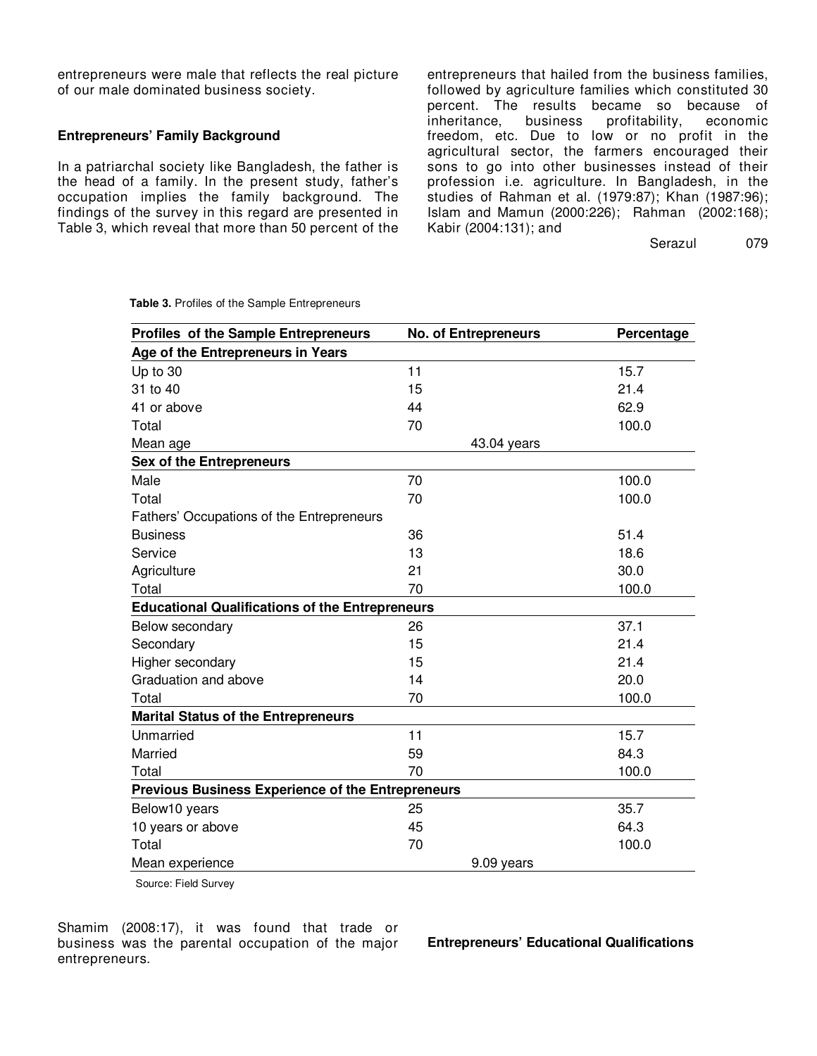entrepreneurs were male that reflects the real picture of our male dominated business society.

**Entrepreneurs' Family Background**

In a patriarchal society like Bangladesh, the father is the head of a family. In the present study, father's occupation implies the family background. The findings of the survey in this regard are presented in Table 3, which reveal that more than 50 percent of the entrepreneurs that hailed from the business families, followed by agriculture families which constituted 30 percent. The results became so because of inheritance, business profitability, economic freedom, etc. Due to low or no profit in the agricultural sector, the farmers encouraged their sons to go into other businesses instead of their profession i.e. agriculture. In Bangladesh, in the studies of Rahman et al. (1979:87); Khan (1987:96); Islam and Mamun (2000:226); Rahman (2002:168); Kabir (2004:131); and Shamim (2008:17), it was found that trade or business was the parental occupation of the major entrepreneurs.

**Table 3.** Profiles of the Sample Entrepreneurs

| Profiles of the Sample Entrepreneurs | No. of Entrepreneurs | Percentage |
|---|---|---|
| **Age of the Entrepreneurs in Years** | | |
| Up to 30 | 11 | 15.7 |
| 31 to 40 | 15 | 21.4 |
| 41 or above | 44 | 62.9 |
| Total | 70 | 100.0 |
| Mean age | 43.04 years | |
| **Sex of the Entrepreneurs** | | |
| Male | 70 | 100.0 |
| Total | 70 | 100.0 |
| Fathers' Occupations of the Entrepreneurs | | |
| Business | 36 | 51.4 |
| Service | 13 | 18.6 |
| Agriculture | 21 | 30.0 |
| Total | 70 | 100.0 |
| **Educational Qualifications of the Entrepreneurs** | | |
| Below secondary | 26 | 37.1 |
| Secondary | 15 | 21.4 |
| Higher secondary | 15 | 21.4 |
| Graduation and above | 14 | 20.0 |
| Total | 70 | 100.0 |
| **Marital Status of the Entrepreneurs** | | |
| Unmarried | 11 | 15.7 |
| Married | 59 | 84.3 |
| Total | 70 | 100.0 |
| **Previous Business Experience of the Entrepreneurs** | | |
| Below10 years | 25 | 35.7 |
| 10 years or above | 45 | 64.3 |
| Total | 70 | 100.0 |
| Mean experience | 9.09 years | |

Source: Field Survey

**Entrepreneurs' Educational Qualifications**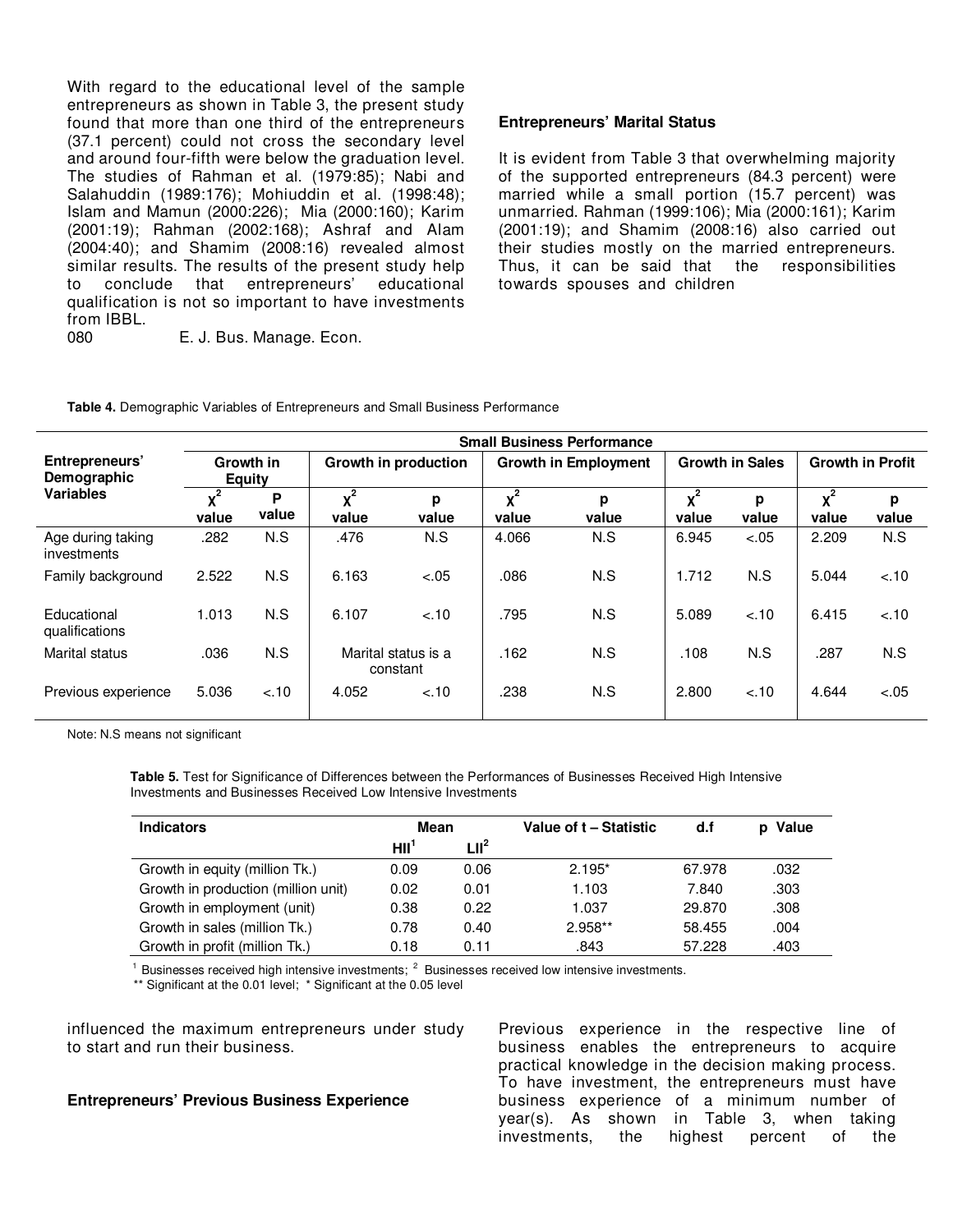With regard to the educational level of the sample entrepreneurs as shown in Table 3, the present study found that more than one third of the entrepreneurs (37.1 percent) could not cross the secondary level and around four-fifth were below the graduation level. The studies of Rahman et al. (1979:85); Nabi and Salahuddin (1989:176); Mohiuddin et al. (1998:48); Islam and Mamun (2000:226); Mia (2000:160); Karim (2001:19); Rahman (2002:168); Ashraf and Alam (2004:40); and Shamim (2008:16) revealed almost similar results. The results of the present study help to conclude that entrepreneurs' educational qualification is not so important to have investments from IBBL.

**Entrepreneurs' Marital Status**

It is evident from Table 3 that overwhelming majority of the supported entrepreneurs (84.3 percent) were married while a small portion (15.7 percent) was unmarried. Rahman (1999:106); Mia (2000:161); Karim (2001:19); and Shamim (2008:16) also carried out their studies mostly on the married entrepreneurs. Thus, it can be said that the responsibilities towards spouses and children influenced the maximum entrepreneurs under study to start and run their business.

**Table 4.** Demographic Variables of Entrepreneurs and Small Business Performance

| Entrepreneurs' Demographic Variables | Small Business Performance | | | | | | | | | |
|---|---|---|---|---|---|---|---|---|---|---|
| | Growth in Equity | | Growth in production | | Growth in Employment | | Growth in Sales | | Growth in Profit | |
| | $\chi^2$ value | P value | $\chi^2$ value | p value | $\chi^2$ value | p value | $\chi^2$ value | p value | $\chi^2$ value | p value |
| Age during taking investments | .282 | N.S | .476 | N.S | 4.066 | N.S | 6.945 | <.05 | 2.209 | N.S |
| Family background | 2.522 | N.S | 6.163 | <.05 | .086 | N.S | 1.712 | N.S | 5.044 | <.10 |
| Educational qualifications | 1.013 | N.S | 6.107 | <.10 | .795 | N.S | 5.089 | <.10 | 6.415 | <.10 |
| Marital status | .036 | N.S | Marital status is a constant | | .162 | N.S | .108 | N.S | .287 | N.S |
| Previous experience | 5.036 | <.10 | 4.052 | <.10 | .238 | N.S | 2.800 | <.10 | 4.644 | <.05 |

Note: N.S means not significant

**Table 5.** Test for Significance of Differences between the Performances of Businesses Received High Intensive Investments and Businesses Received Low Intensive Investments

| Indicators | Mean | | Value of t – Statistic | d.f | p Value |
|---|---|---|---|---|---|
| | HII[1] | LII[2] | | | |
| Growth in equity (million Tk.) | 0.09 | 0.06 | 2.195* | 67.978 | .032 |
| Growth in production (million unit) | 0.02 | 0.01 | 1.103 | 7.840 | .303 |
| Growth in employment (unit) | 0.38 | 0.22 | 1.037 | 29.870 | .308 |
| Growth in sales (million Tk.) | 0.78 | 0.40 | 2.958** | 58.455 | .004 |
| Growth in profit (million Tk.) | 0.18 | 0.11 | .843 | 57.228 | .403 |

[1] Businesses received high intensive investments; [2] Businesses received low intensive investments.

** Significant at the 0.01 level; * Significant at the 0.05 level

**Entrepreneurs' Previous Business Experience**

Previous experience in the respective line of business enables the entrepreneurs to acquire practical knowledge in the decision making process. To have investment, the entrepreneurs must have business experience of a minimum number of year(s). As shown in Table 3, when taking investments, the highest percent of the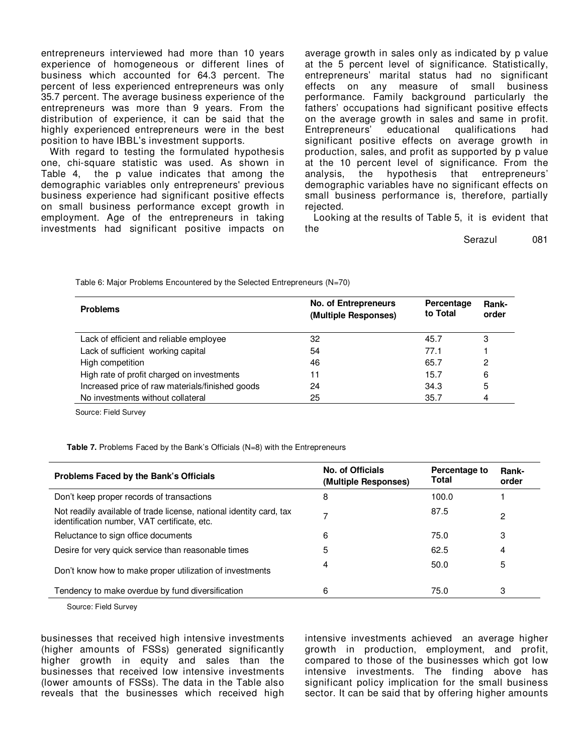entrepreneurs interviewed had more than 10 years experience of homogeneous or different lines of business which accounted for 64.3 percent. The percent of less experienced entrepreneurs was only 35.7 percent. The average business experience of the entrepreneurs was more than 9 years. From the distribution of experience, it can be said that the highly experienced entrepreneurs were in the best position to have IBBL's investment supports.

With regard to testing the formulated hypothesis one, chi-square statistic was used. As shown in Table 4, the p value indicates that among the demographic variables only entrepreneurs' previous business experience had significant positive effects on small business performance except growth in employment. Age of the entrepreneurs in taking investments had significant positive impacts on average growth in sales only as indicated by p value at the 5 percent level of significance. Statistically, entrepreneurs' marital status had no significant effects on any measure of small business performance. Family background particularly the fathers' occupations had significant positive effects on the average growth in sales and same in profit. Entrepreneurs' educational qualifications had significant positive effects on average growth in production, sales, and profit as supported by p value at the 10 percent level of significance. From the analysis, the hypothesis that entrepreneurs' demographic variables have no significant effects on small business performance is, therefore, partially rejected.

Looking at the results of Table 5, it is evident that the businesses that received high intensive investments (higher amounts of FSSs) generated significantly higher growth in equity and sales than the businesses that received low intensive investments (lower amounts of FSSs). The data in the Table also reveals that the businesses which received high intensive investments achieved an average higher growth in production, employment, and profit, compared to those of the businesses which got low intensive investments. The finding above has significant policy implication for the small business sector. It can be said that by offering higher amounts

Table 6: Major Problems Encountered by the Selected Entrepreneurs (N=70)

| Problems | No. of Entrepreneurs (Multiple Responses) | Percentage to Total | Rank-order |
|---|---|---|---|
| Lack of efficient and reliable employee | 32 | 45.7 | 3 |
| Lack of sufficient working capital | 54 | 77.1 | 1 |
| High competition | 46 | 65.7 | 2 |
| High rate of profit charged on investments | 11 | 15.7 | 6 |
| Increased price of raw materials/finished goods | 24 | 34.3 | 5 |
| No investments without collateral | 25 | 35.7 | 4 |

Source: Field Survey

**Table 7.** Problems Faced by the Bank's Officials (N=8) with the Entrepreneurs

| Problems Faced by the Bank's Officials | No. of Officials (Multiple Responses) | Percentage to Total | Rank-order |
|---|---|---|---|
| Don't keep proper records of transactions | 8 | 100.0 | 1 |
| Not readily available of trade license, national identity card, tax identification number, VAT certificate, etc. | 7 | 87.5 | 2 |
| Reluctance to sign office documents | 6 | 75.0 | 3 |
| Desire for very quick service than reasonable times | 5 | 62.5 | 4 |
| Don't know how to make proper utilization of investments | 4 | 50.0 | 5 |
| Tendency to make overdue by fund diversification | 6 | 75.0 | 3 |

Source: Field Survey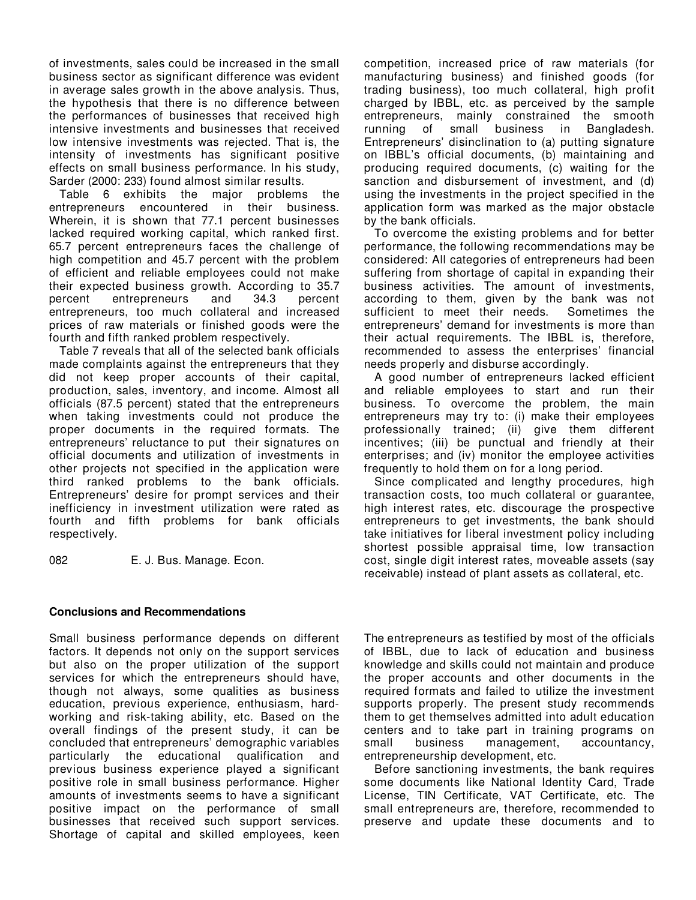of investments, sales could be increased in the small business sector as significant difference was evident in average sales growth in the above analysis. Thus, the hypothesis that there is no difference between the performances of businesses that received high intensive investments and businesses that received low intensive investments was rejected. That is, the intensity of investments has significant positive effects on small business performance. In his study, Sarder (2000: 233) found almost similar results.

Table 6 exhibits the major problems the entrepreneurs encountered in their business. Wherein, it is shown that 77.1 percent businesses lacked required working capital, which ranked first. 65.7 percent entrepreneurs faces the challenge of high competition and 45.7 percent with the problem of efficient and reliable employees could not make their expected business growth. According to 35.7 percent entrepreneurs and 34.3 percent entrepreneurs, too much collateral and increased prices of raw materials or finished goods were the fourth and fifth ranked problem respectively.

Table 7 reveals that all of the selected bank officials made complaints against the entrepreneurs that they did not keep proper accounts of their capital, production, sales, inventory, and income. Almost all officials (87.5 percent) stated that the entrepreneurs when taking investments could not produce the proper documents in the required formats. The entrepreneurs' reluctance to put their signatures on official documents and utilization of investments in other projects not specified in the application were third ranked problems to the bank officials. Entrepreneurs' desire for prompt services and their inefficiency in investment utilization were rated as fourth and fifth problems for bank officials respectively.

## Conclusions and Recommendations

Small business performance depends on different factors. It depends not only on the support services but also on the proper utilization of the support services for which the entrepreneurs should have, though not always, some qualities as business education, previous experience, enthusiasm, hard-working and risk-taking ability, etc. Based on the overall findings of the present study, it can be concluded that entrepreneurs' demographic variables particularly the educational qualification and previous business experience played a significant positive role in small business performance. Higher amounts of investments seems to have a significant positive impact on the performance of small businesses that received such support services. Shortage of capital and skilled employees, keen competition, increased price of raw materials (for manufacturing business) and finished goods (for trading business), too much collateral, high profit charged by IBBL, etc. as perceived by the sample entrepreneurs, mainly constrained the smooth running of small business in Bangladesh. Entrepreneurs' disinclination to (a) putting signature on IBBL's official documents, (b) maintaining and producing required documents, (c) waiting for the sanction and disbursement of investment, and (d) using the investments in the project specified in the application form was marked as the major obstacle by the bank officials.

To overcome the existing problems and for better performance, the following recommendations may be considered: All categories of entrepreneurs had been suffering from shortage of capital in expanding their business activities. The amount of investments, according to them, given by the bank was not sufficient to meet their needs. Sometimes the entrepreneurs' demand for investments is more than their actual requirements. The IBBL is, therefore, recommended to assess the enterprises' financial needs properly and disburse accordingly.

A good number of entrepreneurs lacked efficient and reliable employees to start and run their business. To overcome the problem, the main entrepreneurs may try to: (i) make their employees professionally trained; (ii) give them different incentives; (iii) be punctual and friendly at their enterprises; and (iv) monitor the employee activities frequently to hold them on for a long period.

Since complicated and lengthy procedures, high transaction costs, too much collateral or guarantee, high interest rates, etc. discourage the prospective entrepreneurs to get investments, the bank should take initiatives for liberal investment policy including shortest possible appraisal time, low transaction cost, single digit interest rates, moveable assets (say receivable) instead of plant assets as collateral, etc.

The entrepreneurs as testified by most of the officials of IBBL, due to lack of education and business knowledge and skills could not maintain and produce the proper accounts and other documents in the required formats and failed to utilize the investment supports properly. The present study recommends them to get themselves admitted into adult education centers and to take part in training programs on small business management, accountancy, entrepreneurship development, etc.

Before sanctioning investments, the bank requires some documents like National Identity Card, Trade License, TIN Certificate, VAT Certificate, etc. The small entrepreneurs are, therefore, recommended to preserve and update these documents and to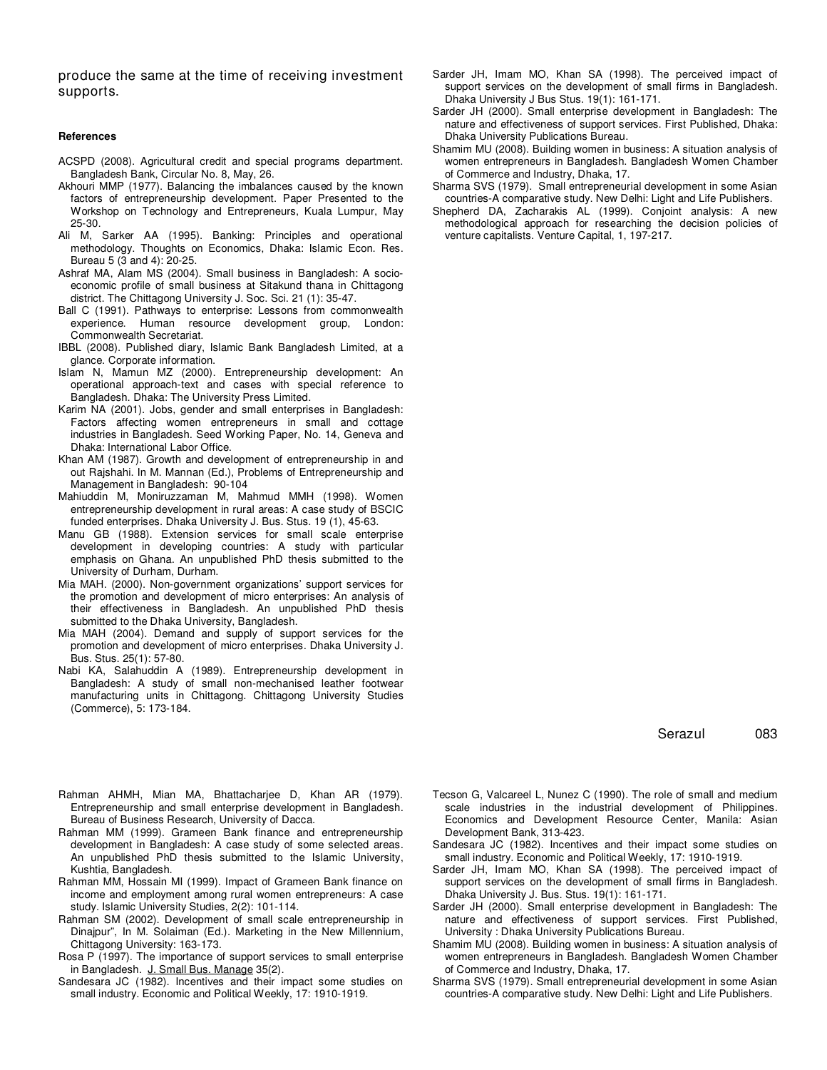produce the same at the time of receiving investment supports.

#### References

ACSPD (2008). Agricultural credit and special programs department. Bangladesh Bank, Circular No. 8, May, 26.

Akhouri MMP (1977). Balancing the imbalances caused by the known factors of entrepreneurship development. Paper Presented to the Workshop on Technology and Entrepreneurs, Kuala Lumpur, May 25-30.

Ali M, Sarker AA (1995). Banking: Principles and operational methodology. Thoughts on Economics, Dhaka: Islamic Econ. Res. Bureau 5 (3 and 4): 20-25.

Ashraf MA, Alam MS (2004). Small business in Bangladesh: A socio-economic profile of small business at Sitakund thana in Chittagong district. The Chittagong University J. Soc. Sci. 21 (1): 35-47.

Ball C (1991). Pathways to enterprise: Lessons from commonwealth experience. Human resource development group, London: Commonwealth Secretariat.

IBBL (2008). Published diary, Islamic Bank Bangladesh Limited, at a glance. Corporate information.

Islam N, Mamun MZ (2000). Entrepreneurship development: An operational approach-text and cases with special reference to Bangladesh. Dhaka: The University Press Limited.

Karim NA (2001). Jobs, gender and small enterprises in Bangladesh: Factors affecting women entrepreneurs in small and cottage industries in Bangladesh. Seed Working Paper, No. 14, Geneva and Dhaka: International Labor Office.

Khan AM (1987). Growth and development of entrepreneurship in and out Rajshahi. In M. Mannan (Ed.), Problems of Entrepreneurship and Management in Bangladesh: 90-104

Mahiuddin M, Moniruzzaman M, Mahmud MMH (1998). Women entrepreneurship development in rural areas: A case study of BSCIC funded enterprises. Dhaka University J. Bus. Stus. 19 (1), 45-63.

Manu GB (1988). Extension services for small scale enterprise development in developing countries: A study with particular emphasis on Ghana. An unpublished PhD thesis submitted to the University of Durham, Durham.

Mia MAH. (2000). Non-government organizations' support services for the promotion and development of micro enterprises: An analysis of their effectiveness in Bangladesh. An unpublished PhD thesis submitted to the Dhaka University, Bangladesh.

Mia MAH (2004). Demand and supply of support services for the promotion and development of micro enterprises. Dhaka University J. Bus. Stus. 25(1): 57-80.

Nabi KA, Salahuddin A (1989). Entrepreneurship development in Bangladesh: A study of small non-mechanised leather footwear manufacturing units in Chittagong. Chittagong University Studies (Commerce), 5: 173-184.

Sarder JH, Imam MO, Khan SA (1998). The perceived impact of support services on the development of small firms in Bangladesh. Dhaka University J Bus Stus. 19(1): 161-171.

Sarder JH (2000). Small enterprise development in Bangladesh: The nature and effectiveness of support services. First Published, Dhaka: Dhaka University Publications Bureau.

Shamim MU (2008). Building women in business: A situation analysis of women entrepreneurs in Bangladesh. Bangladesh Women Chamber of Commerce and Industry, Dhaka, 17.

Sharma SVS (1979). Small entrepreneurial development in some Asian countries-A comparative study. New Delhi: Light and Life Publishers.

Shepherd DA, Zacharakis AL (1999). Conjoint analysis: A new methodological approach for researching the decision policies of venture capitalists. Venture Capital, 1, 197-217.

Rahman AHMH, Mian MA, Bhattacharjee D, Khan AR (1979). Entrepreneurship and small enterprise development in Bangladesh. Bureau of Business Research, University of Dacca.

Rahman MM (1999). Grameen Bank finance and entrepreneurship development in Bangladesh: A case study of some selected areas. An unpublished PhD thesis submitted to the Islamic University, Kushtia, Bangladesh.

Rahman MM, Hossain MI (1999). Impact of Grameen Bank finance on income and employment among rural women entrepreneurs: A case study. Islamic University Studies, 2(2): 101-114.

Rahman SM (2002). Development of small scale entrepreneurship in Dinajpur", In M. Solaiman (Ed.). Marketing in the New Millennium, Chittagong University: 163-173.

Rosa P (1997). The importance of support services to small enterprise in Bangladesh. J. Small Bus. Manage 35(2).

Sandesara JC (1982). Incentives and their impact some studies on small industry. Economic and Political Weekly, 17: 1910-1919.

Tecson G, Valcareel L, Nunez C (1990). The role of small and medium scale industries in the industrial development of Philippines. Economics and Development Resource Center, Manila: Asian Development Bank, 313-423.

Sandesara JC (1982). Incentives and their impact some studies on small industry. Economic and Political Weekly, 17: 1910-1919.

Sarder JH, Imam MO, Khan SA (1998). The perceived impact of support services on the development of small firms in Bangladesh. Dhaka University J. Bus. Stus. 19(1): 161-171.

Sarder JH (2000). Small enterprise development in Bangladesh: The nature and effectiveness of support services. First Published, University : Dhaka University Publications Bureau.

Shamim MU (2008). Building women in business: A situation analysis of women entrepreneurs in Bangladesh. Bangladesh Women Chamber of Commerce and Industry, Dhaka, 17.

Sharma SVS (1979). Small entrepreneurial development in some Asian countries-A comparative study. New Delhi: Light and Life Publishers.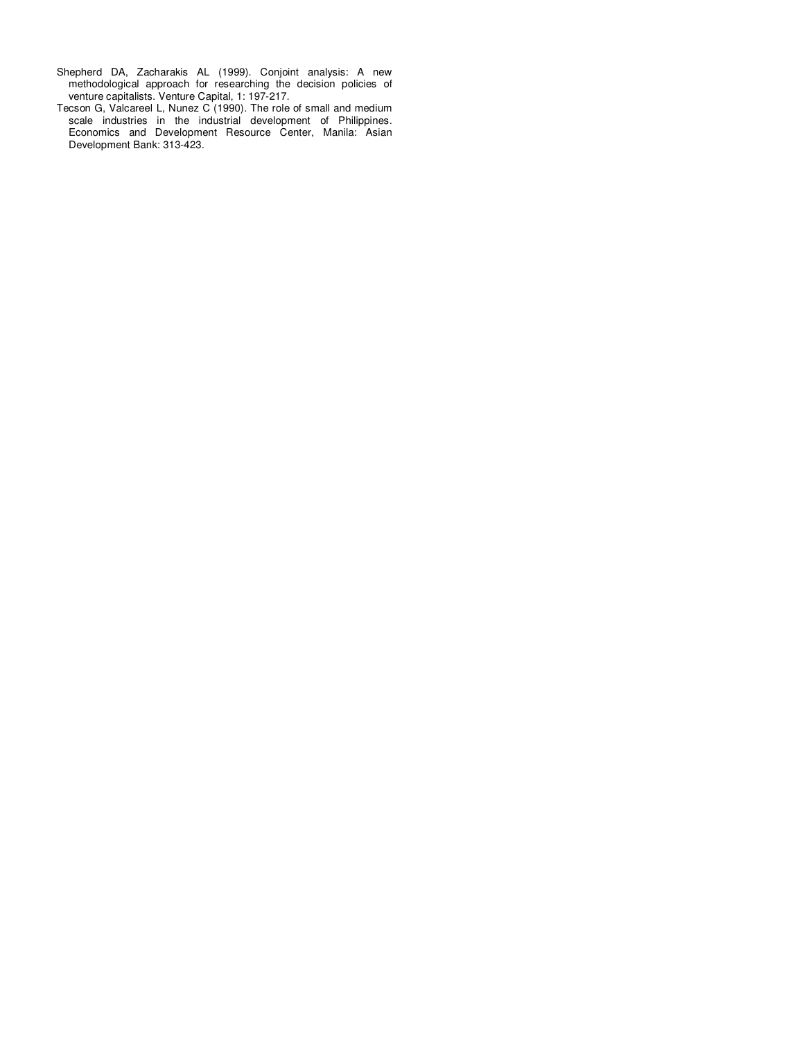Shepherd DA, Zacharakis AL (1999). Conjoint analysis: A new methodological approach for researching the decision policies of venture capitalists. Venture Capital, 1: 197-217.

Tecson G, Valcareel L, Nunez C (1990). The role of small and medium scale industries in the industrial development of Philippines. Economics and Development Resource Center, Manila: Asian Development Bank: 313-423.